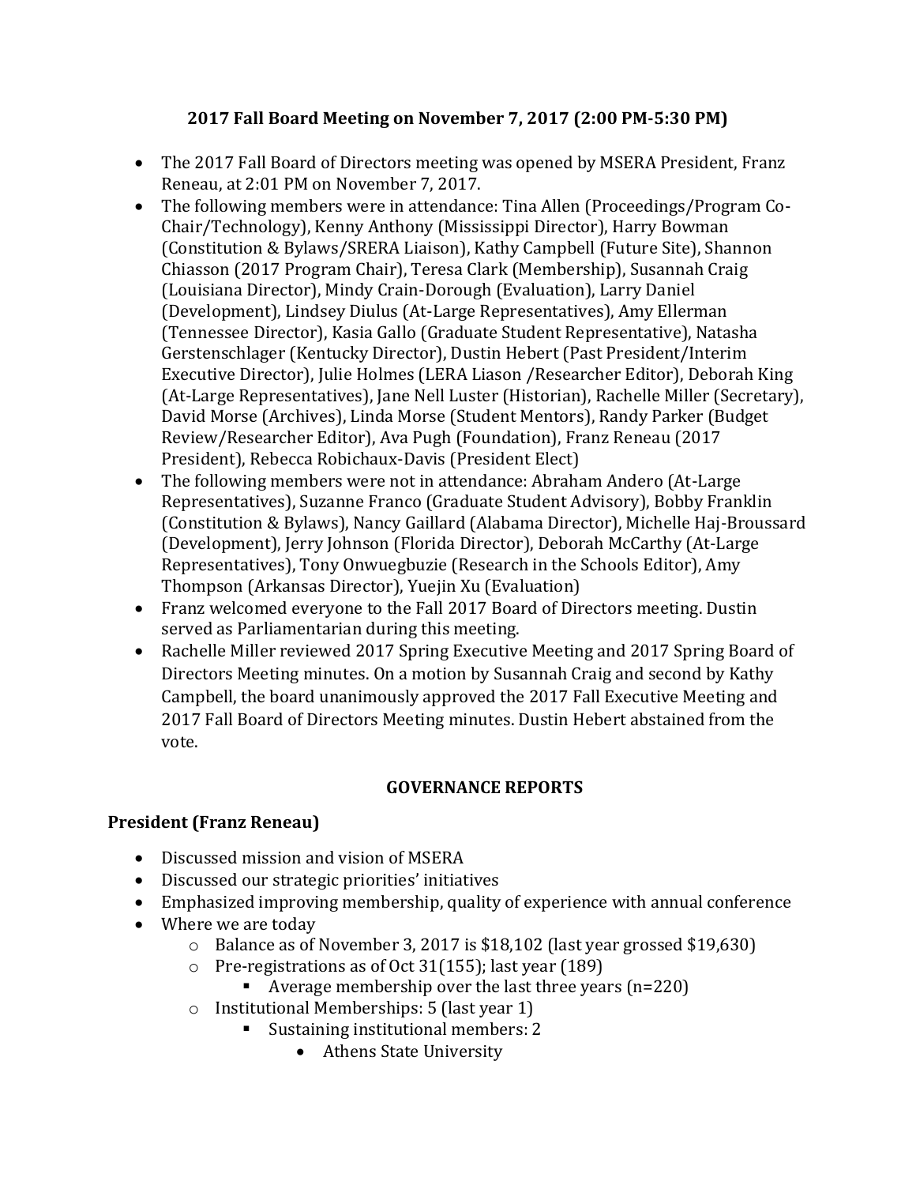**2017 Fall Board Meeting on November 7, 2017 (2:00 PM-5:30 PM)**

- The 2017 Fall Board of Directors meeting was opened by MSERA President, Franz Reneau, at 2:01 PM on November 7, 2017.
- The following members were in attendance: Tina Allen (Proceedings/Program Co-Chair/Technology), Kenny Anthony (Mississippi Director), Harry Bowman (Constitution & Bylaws/SRERA Liaison), Kathy Campbell (Future Site), Shannon Chiasson (2017 Program Chair), Teresa Clark (Membership), Susannah Craig (Louisiana Director), Mindy Crain-Dorough (Evaluation), Larry Daniel (Development), Lindsey Diulus (At-Large Representatives), Amy Ellerman (Tennessee Director), Kasia Gallo (Graduate Student Representative), Natasha Gerstenschlager (Kentucky Director), Dustin Hebert (Past President/Interim Executive Director), Julie Holmes (LERA Liason /Researcher Editor), Deborah King (At-Large Representatives), Jane Nell Luster (Historian), Rachelle Miller (Secretary), David Morse (Archives), Linda Morse (Student Mentors), Randy Parker (Budget Review/Researcher Editor), Ava Pugh (Foundation), Franz Reneau (2017 President), Rebecca Robichaux-Davis (President Elect)
- The following members were not in attendance: Abraham Andero (At-Large Representatives), Suzanne Franco (Graduate Student Advisory), Bobby Franklin (Constitution & Bylaws), Nancy Gaillard (Alabama Director), Michelle Haj-Broussard (Development), Jerry Johnson (Florida Director), Deborah McCarthy (At-Large Representatives), Tony Onwuegbuzie (Research in the Schools Editor), Amy Thompson (Arkansas Director), Yuejin Xu (Evaluation)
- Franz welcomed everyone to the Fall 2017 Board of Directors meeting. Dustin served as Parliamentarian during this meeting.
- Rachelle Miller reviewed 2017 Spring Executive Meeting and 2017 Spring Board of Directors Meeting minutes. On a motion by Susannah Craig and second by Kathy Campbell, the board unanimously approved the 2017 Fall Executive Meeting and 2017 Fall Board of Directors Meeting minutes. Dustin Hebert abstained from the vote.

**GOVERNANCE REPORTS**

**President (Franz Reneau)**

- Discussed mission and vision of MSERA
- Discussed our strategic priorities' initiatives
- Emphasized improving membership, quality of experience with annual conference
- Where we are today
    - Balance as of November 3, 2017 is $18,102 (last year grossed $19,630)
    - Pre-registrations as of Oct 31(155); last year (189)
        - Average membership over the last three years (n=220)
    - Institutional Memberships: 5 (last year 1)
        - Sustaining institutional members: 2
            - Athens State University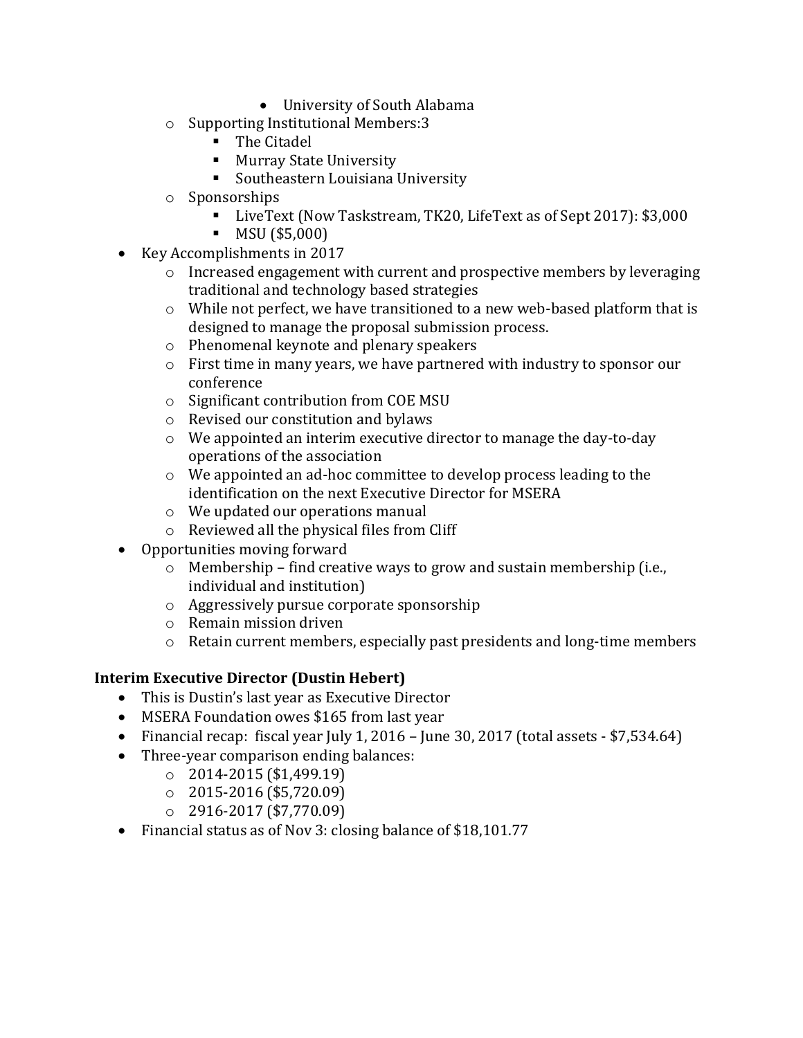- University of South Alabama
    - Supporting Institutional Members:3
        - The Citadel
        - Murray State University
        - Southeastern Louisiana University
    - Sponsorships
        - LiveText (Now Taskstream, TK20, LifeText as of Sept 2017): $3,000
        - MSU ($5,000)
- Key Accomplishments in 2017
    - Increased engagement with current and prospective members by leveraging traditional and technology based strategies
    - While not perfect, we have transitioned to a new web-based platform that is designed to manage the proposal submission process.
    - Phenomenal keynote and plenary speakers
    - First time in many years, we have partnered with industry to sponsor our conference
    - Significant contribution from COE MSU
    - Revised our constitution and bylaws
    - We appointed an interim executive director to manage the day-to-day operations of the association
    - We appointed an ad-hoc committee to develop process leading to the identification on the next Executive Director for MSERA
    - We updated our operations manual
    - Reviewed all the physical files from Cliff
- Opportunities moving forward
    - Membership – find creative ways to grow and sustain membership (i.e., individual and institution)
    - Aggressively pursue corporate sponsorship
    - Remain mission driven
    - Retain current members, especially past presidents and long-time members

**Interim Executive Director (Dustin Hebert)**

- This is Dustin's last year as Executive Director
- MSERA Foundation owes $165 from last year
- Financial recap: fiscal year July 1, 2016 – June 30, 2017 (total assets - $7,534.64)
- Three-year comparison ending balances:
    - 2014-2015 ($1,499.19)
    - 2015-2016 ($5,720.09)
    - 2916-2017 ($7,770.09)
- Financial status as of Nov 3: closing balance of $18,101.77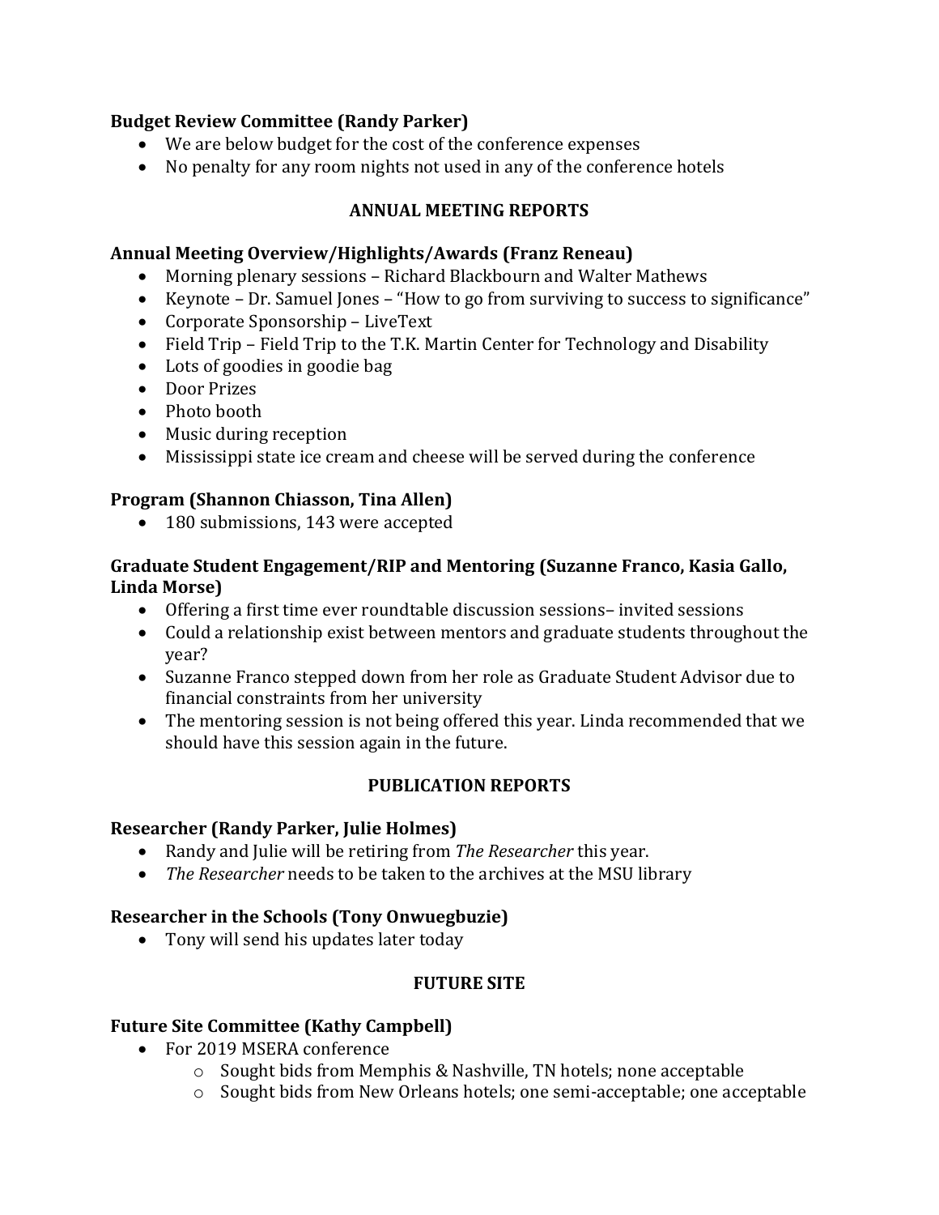**Budget Review Committee (Randy Parker)**

- We are below budget for the cost of the conference expenses
- No penalty for any room nights not used in any of the conference hotels

## ANNUAL MEETING REPORTS

**Annual Meeting Overview/Highlights/Awards (Franz Reneau)**

- Morning plenary sessions – Richard Blackbourn and Walter Mathews
- Keynote – Dr. Samuel Jones – "How to go from surviving to success to significance"
- Corporate Sponsorship – LiveText
- Field Trip – Field Trip to the T.K. Martin Center for Technology and Disability
- Lots of goodies in goodie bag
- Door Prizes
- Photo booth
- Music during reception
- Mississippi state ice cream and cheese will be served during the conference

**Program (Shannon Chiasson, Tina Allen)**

- 180 submissions, 143 were accepted

**Graduate Student Engagement/RIP and Mentoring (Suzanne Franco, Kasia Gallo, Linda Morse)**

- Offering a first time ever roundtable discussion sessions– invited sessions
- Could a relationship exist between mentors and graduate students throughout the year?
- Suzanne Franco stepped down from her role as Graduate Student Advisor due to financial constraints from her university
- The mentoring session is not being offered this year. Linda recommended that we should have this session again in the future.

## PUBLICATION REPORTS

**Researcher (Randy Parker, Julie Holmes)**

- Randy and Julie will be retiring from *The Researcher* this year.
- *The Researcher* needs to be taken to the archives at the MSU library

**Researcher in the Schools (Tony Onwuegbuzie)**

- Tony will send his updates later today

## FUTURE SITE

**Future Site Committee (Kathy Campbell)**

- For 2019 MSERA conference
  - Sought bids from Memphis & Nashville, TN hotels; none acceptable
  - Sought bids from New Orleans hotels; one semi-acceptable; one acceptable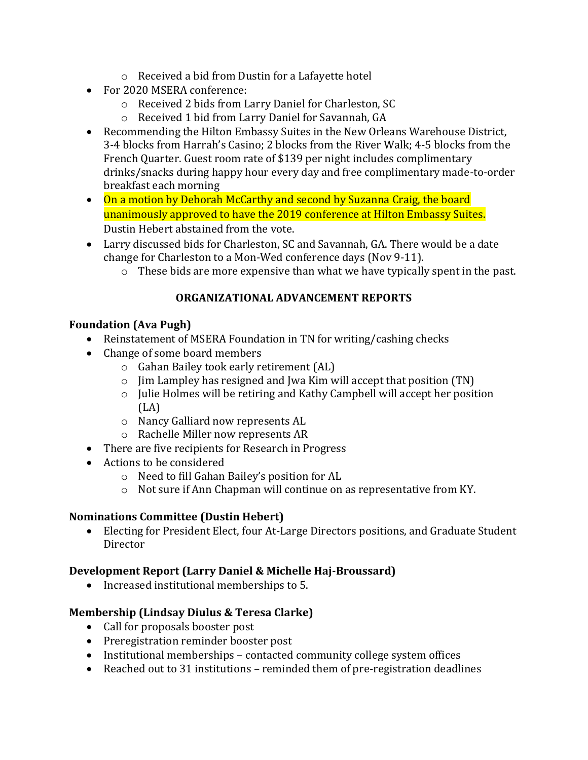- Received a bid from Dustin for a Lafayette hotel
- For 2020 MSERA conference:
    - Received 2 bids from Larry Daniel for Charleston, SC
    - Received 1 bid from Larry Daniel for Savannah, GA
- Recommending the Hilton Embassy Suites in the New Orleans Warehouse District, 3-4 blocks from Harrah's Casino; 2 blocks from the River Walk; 4-5 blocks from the French Quarter. Guest room rate of $139 per night includes complimentary drinks/snacks during happy hour every day and free complimentary made-to-order breakfast each morning
- On a motion by Deborah McCarthy and second by Suzanna Craig, the board unanimously approved to have the 2019 conference at Hilton Embassy Suites. Dustin Hebert abstained from the vote.
- Larry discussed bids for Charleston, SC and Savannah, GA. There would be a date change for Charleston to a Mon-Wed conference days (Nov 9-11).
    - These bids are more expensive than what we have typically spent in the past.

## ORGANIZATIONAL ADVANCEMENT REPORTS

**Foundation (Ava Pugh)**

- Reinstatement of MSERA Foundation in TN for writing/cashing checks
- Change of some board members
    - Gahan Bailey took early retirement (AL)
    - Jim Lampley has resigned and Jwa Kim will accept that position (TN)
    - Julie Holmes will be retiring and Kathy Campbell will accept her position (LA)
    - Nancy Galliard now represents AL
    - Rachelle Miller now represents AR
- There are five recipients for Research in Progress
- Actions to be considered
    - Need to fill Gahan Bailey's position for AL
    - Not sure if Ann Chapman will continue on as representative from KY.

**Nominations Committee (Dustin Hebert)**

- Electing for President Elect, four At-Large Directors positions, and Graduate Student Director

**Development Report (Larry Daniel & Michelle Haj-Broussard)**

- Increased institutional memberships to 5.

**Membership (Lindsay Diulus & Teresa Clarke)**

- Call for proposals booster post
- Preregistration reminder booster post
- Institutional memberships – contacted community college system offices
- Reached out to 31 institutions – reminded them of pre-registration deadlines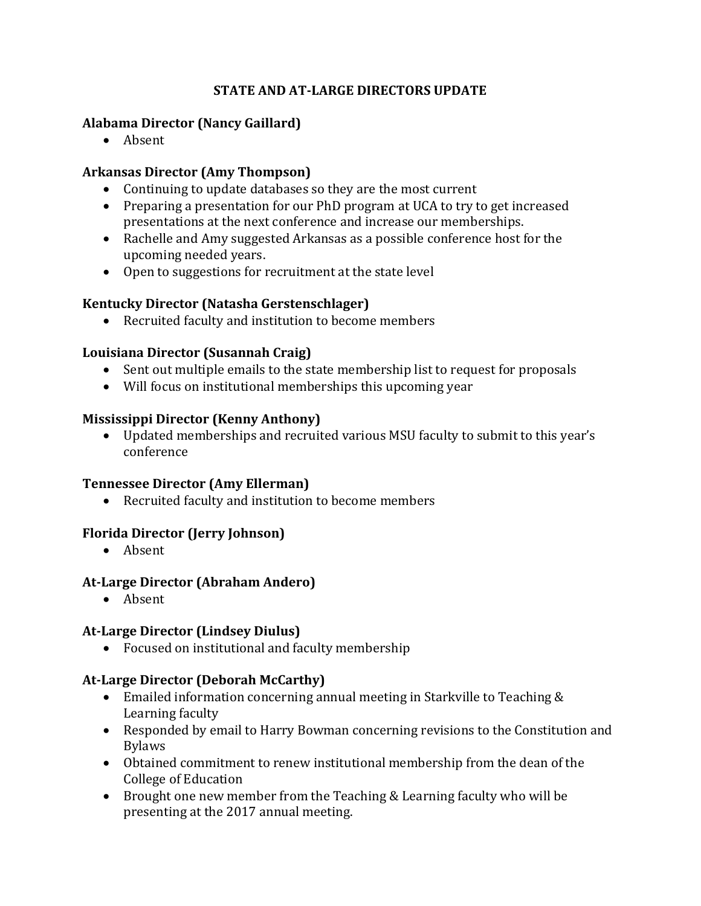# STATE AND AT-LARGE DIRECTORS UPDATE

**Alabama Director (Nancy Gaillard)**

- Absent

**Arkansas Director (Amy Thompson)**

- Continuing to update databases so they are the most current
- Preparing a presentation for our PhD program at UCA to try to get increased presentations at the next conference and increase our memberships.
- Rachelle and Amy suggested Arkansas as a possible conference host for the upcoming needed years.
- Open to suggestions for recruitment at the state level

**Kentucky Director (Natasha Gerstenschlager)**

- Recruited faculty and institution to become members

**Louisiana Director (Susannah Craig)**

- Sent out multiple emails to the state membership list to request for proposals
- Will focus on institutional memberships this upcoming year

**Mississippi Director (Kenny Anthony)**

- Updated memberships and recruited various MSU faculty to submit to this year's conference

**Tennessee Director (Amy Ellerman)**

- Recruited faculty and institution to become members

**Florida Director (Jerry Johnson)**

- Absent

**At-Large Director (Abraham Andero)**

- Absent

**At-Large Director (Lindsey Diulus)**

- Focused on institutional and faculty membership

**At-Large Director (Deborah McCarthy)**

- Emailed information concerning annual meeting in Starkville to Teaching & Learning faculty
- Responded by email to Harry Bowman concerning revisions to the Constitution and Bylaws
- Obtained commitment to renew institutional membership from the dean of the College of Education
- Brought one new member from the Teaching & Learning faculty who will be presenting at the 2017 annual meeting.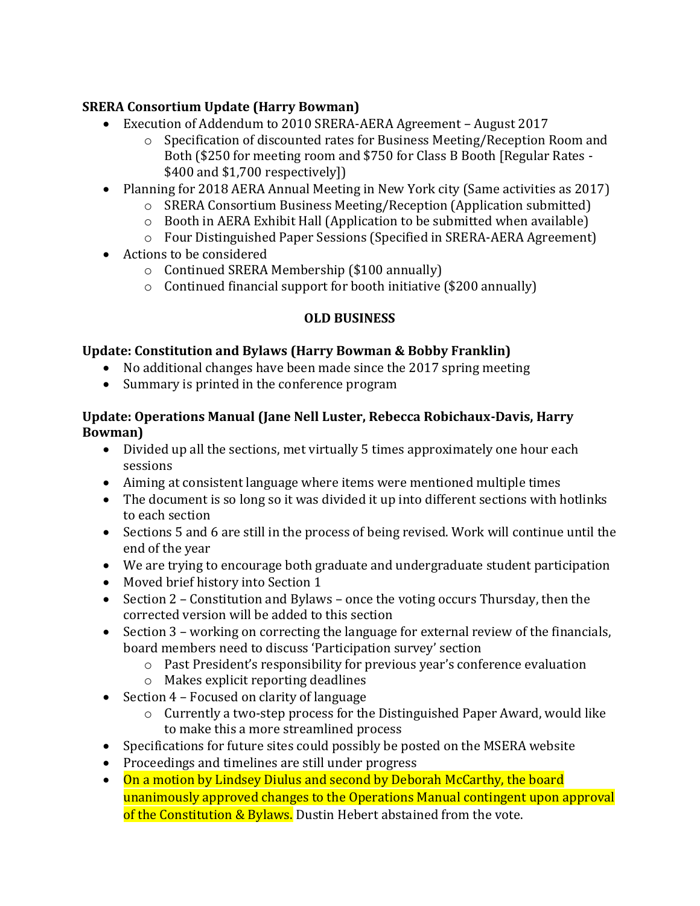**SRERA Consortium Update (Harry Bowman)**

- Execution of Addendum to 2010 SRERA-AERA Agreement – August 2017
    - Specification of discounted rates for Business Meeting/Reception Room and Both ($250 for meeting room and $750 for Class B Booth [Regular Rates - $400 and $1,700 respectively])
- Planning for 2018 AERA Annual Meeting in New York city (Same activities as 2017)
    - SRERA Consortium Business Meeting/Reception (Application submitted)
    - Booth in AERA Exhibit Hall (Application to be submitted when available)
    - Four Distinguished Paper Sessions (Specified in SRERA-AERA Agreement)
- Actions to be considered
    - Continued SRERA Membership ($100 annually)
    - Continued financial support for booth initiative ($200 annually)

## OLD BUSINESS

**Update: Constitution and Bylaws (Harry Bowman & Bobby Franklin)**

- No additional changes have been made since the 2017 spring meeting
- Summary is printed in the conference program

**Update: Operations Manual (Jane Nell Luster, Rebecca Robichaux-Davis, Harry Bowman)**

- Divided up all the sections, met virtually 5 times approximately one hour each sessions
- Aiming at consistent language where items were mentioned multiple times
- The document is so long so it was divided it up into different sections with hotlinks to each section
- Sections 5 and 6 are still in the process of being revised. Work will continue until the end of the year
- We are trying to encourage both graduate and undergraduate student participation
- Moved brief history into Section 1
- Section 2 – Constitution and Bylaws – once the voting occurs Thursday, then the corrected version will be added to this section
- Section 3 – working on correcting the language for external review of the financials, board members need to discuss 'Participation survey' section
    - Past President's responsibility for previous year's conference evaluation
    - Makes explicit reporting deadlines
- Section 4 – Focused on clarity of language
    - Currently a two-step process for the Distinguished Paper Award, would like to make this a more streamlined process
- Specifications for future sites could possibly be posted on the MSERA website
- Proceedings and timelines are still under progress
- On a motion by Lindsey Diulus and second by Deborah McCarthy, the board unanimously approved changes to the Operations Manual contingent upon approval of the Constitution & Bylaws. Dustin Hebert abstained from the vote.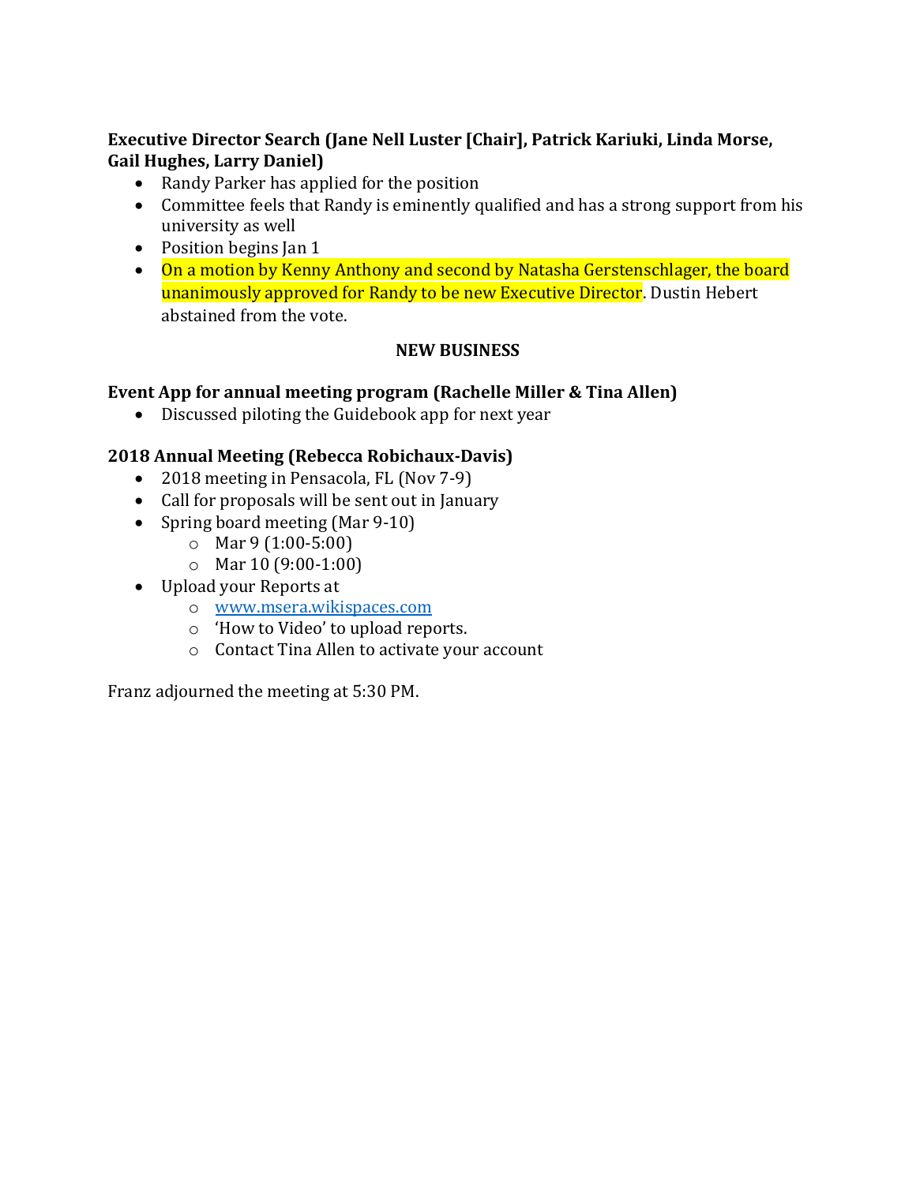**Executive Director Search (Jane Nell Luster [Chair], Patrick Kariuki, Linda Morse, Gail Hughes, Larry Daniel)**

- Randy Parker has applied for the position
- Committee feels that Randy is eminently qualified and has a strong support from his university as well
- Position begins Jan 1
- On a motion by Kenny Anthony and second by Natasha Gerstenschlager, the board unanimously approved for Randy to be new Executive Director. Dustin Hebert abstained from the vote.

**NEW BUSINESS**

**Event App for annual meeting program (Rachelle Miller & Tina Allen)**

- Discussed piloting the Guidebook app for next year

**2018 Annual Meeting (Rebecca Robichaux-Davis)**

- 2018 meeting in Pensacola, FL (Nov 7-9)
- Call for proposals will be sent out in January
- Spring board meeting (Mar 9-10)
  - Mar 9 (1:00-5:00)
  - Mar 10 (9:00-1:00)
- Upload your Reports at
  - www.msera.wikispaces.com
  - 'How to Video' to upload reports.
  - Contact Tina Allen to activate your account

Franz adjourned the meeting at 5:30 PM.